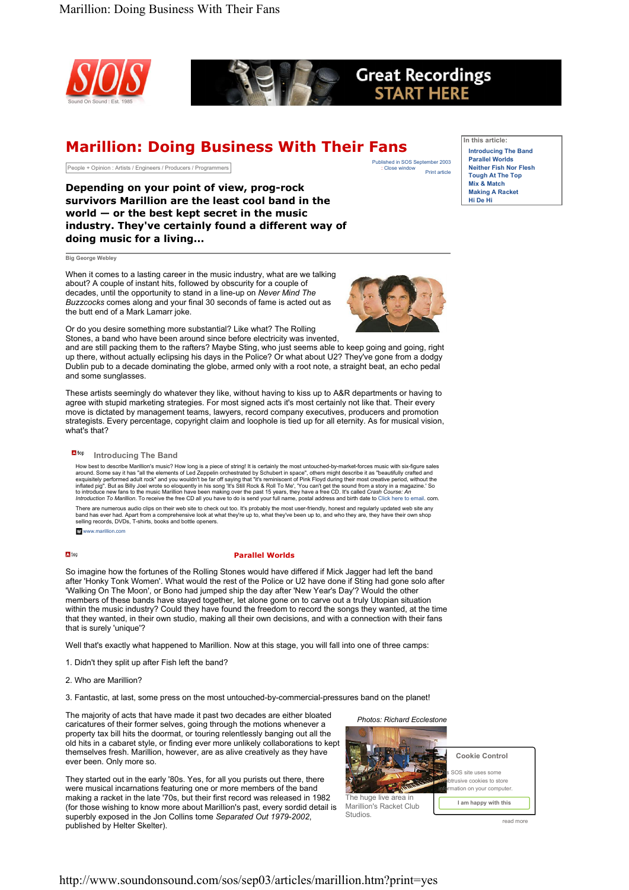# Marillion: Doing Business With Their Fans

People + Opinion : Artists / Engineers / Producers / Programmers

Published in SOS September 2003

**Depending on your point of view, prog-rock survivors Marillion are the least cool band in the world — or the best kept secret in the music industry. They've certainly found a different way of doing music for a living...**

Big George Webley

When it comes to a lasting career in the music industry, what are we talking about? A couple of instant hits, followed by obscurity for a couple of decades, until the opportunity to stand in a line-up on *Never Mind The Buzzcocks* comes along and your final 30 seconds of fame is acted out as the butt end of a Mark Lamarr joke.

Or do you desire something more substantial? Like what? The Rolling Stones, a band who have been around since before electricity was invented, and are still packing them to the rafters? Maybe Sting, who just seems able to keep going and going, right up there, without actually eclipsing his days in the Police? Or what about U2? They've gone from a dodgy Dublin pub to a decade dominating the globe, armed only with a root note, a straight beat, an echo pedal and some sunglasses.

These artists seemingly do whatever they like, without having to kiss up to A&R departments or having to agree with stupid marketing strategies. For most signed acts it's most certainly not like that. Their every move is dictated by management teams, lawyers, record company executives, producers and promotion strategists. Every percentage, copyright claim and loophole is tied up for all eternity. As for musical vision, what's that?

## Introducing The Band

How best to describe Marillion's music? How long is a piece of string! It is certainly the most untouched-by-market-forces music with six-figure sales around. Some say it has "all the elements of Led Zeppelin orchestrated by Schubert in space", others might describe it as "beautifully crafted and exquisitely performed adult rock" and you wouldn't be far off saying that "it's reminiscent of Pink Floyd during their most creative period, without the inflated pig". But as Billy Joel wrote so eloquently in his song 'It's Still Rock & Roll To Me', 'You can't get the sound from a story in a magazine.' So to introduce new fans to the music Marillion have been making over the past 15 years, they have a free CD. It's called *Crash Course: An Introduction To Marillion*. To receive the free CD all you have to do is send your full name, postal address and birth date to Click here to email. com.

There are numerous audio clips on their web site to check out too. It's probably the most user-friendly, honest and regularly updated web site any band has ever had. Apart from a comprehensive look at what they're up to, what they've been up to, and who they are, they have their own shop selling records, DVDs, T-shirts, books and bottle openers.

www.marillion.com

## Parallel Worlds

So imagine how the fortunes of the Rolling Stones would have differed if Mick Jagger had left the band after 'Honky Tonk Women'. What would the rest of the Police or U2 have done if Sting had gone solo after 'Walking On The Moon', or Bono had jumped ship the day after 'New Year's Day'? Would the other members of these bands have stayed together, let alone gone on to carve out a truly Utopian situation within the music industry? Could they have found the freedom to record the songs they wanted, at the time that they wanted, in their own studio, making all their own decisions, and with a connection with their fans that is surely 'unique'?

Well that's exactly what happened to Marillion. Now at this stage, you will fall into one of three camps:

1. Didn't they split up after Fish left the band?

2. Who are Marillion?

3. Fantastic, at last, some press on the most untouched-by-commercial-pressures band on the planet!

The majority of acts that have made it past two decades are either bloated caricatures of their former selves, going through the motions whenever a property tax bill hits the doormat, or touring relentlessly banging out all the old hits in a cabaret style, or finding ever more unlikely collaborations to keep themselves fresh. Marillion, however, are as alive creatively as they have ever been. Only more so.

They started out in the early '80s. Yes, for all you purists out there, there were musical incarnations featuring one or more members of the band making a racket in the late '70s, but their first record was released in 1982 (for those wishing to know more about Marillion's past, every sordid detail is superbly exposed in the Jon Collins tome *Separated Out 1979-2002*, published by Helter Skelter).

*Photos: Richard Ecclestone*

The huge live area in Marillion's Racket Club Studios.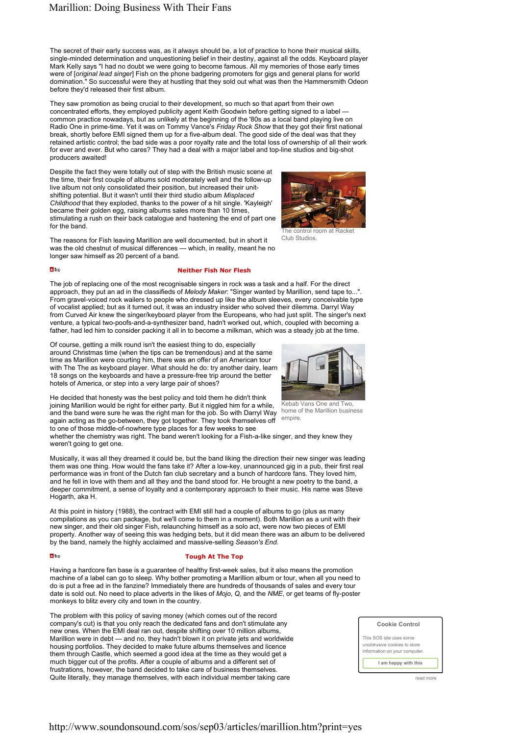The secret of their early success was, as it always should be, a lot of practice to hone their musical skills, single-minded determination and unquestioning belief in their destiny, against all the odds. Keyboard player Mark Kelly says "I had no doubt we were going to become famous. All my memories of those early times were of [*original lead singer*] Fish on the phone badgering promoters for gigs and general plans for world domination." So successful were they at hustling that they sold out what was then the Hammersmith Odeon before they'd released their first album.

They saw promotion as being crucial to their development, so much so that apart from their own concentrated efforts, they employed publicity agent Keith Goodwin before getting signed to a label — common practice nowadays, but as unlikely at the beginning of the '80s as a local band playing live on Radio One in prime-time. Yet it was on Tommy Vance's *Friday Rock Show* that they got their first national break, shortly before EMI signed them up for a five-album deal. The good side of the deal was that they retained artistic control; the bad side was a poor royalty rate and the total loss of ownership of all their work for ever and ever. But who cares? They had a deal with a major label and top-line studios and big-shot producers awaited!

Despite the fact they were totally out of step with the British music scene at the time, their first couple of albums sold moderately well and the follow-up live album not only consolidated their position, but increased their unit-shifting potential. But it wasn't until their third studio album *Misplaced Childhood* that they exploded, thanks to the power of a hit single. 'Kayleigh' became their golden egg, raising albums sales more than 10 times, stimulating a rush on their back catalogue and hastening the end of part one for the band.

The control room at Racket Club Studios.

The reasons for Fish leaving Marillion are well documented, but in short it was the old chestnut of musical differences — which, in reality, meant he no longer saw himself as 20 percent of a band.

## Neither Fish Nor Flesh

The job of replacing one of the most recognisable singers in rock was a task and a half. For the direct approach, they put an ad in the classifieds of *Melody Maker*: "Singer wanted by Marillion, send tape to...". From gravel-voiced rock wailers to people who dressed up like the album sleeves, every conceivable type of vocalist applied; but as it turned out, it was an industry insider who solved their dilemma. Darryl Way from Curved Air knew the singer/keyboard player from the Europeans, who had just split. The singer's next venture, a typical two-poofs-and-a-synthesizer band, hadn't worked out, which, coupled with becoming a father, had led him to consider packing it all in to become a milkman, which was a steady job at the time.

Of course, getting a milk round isn't the easiest thing to do, especially around Christmas time (when the tips can be tremendous) and at the same time as Marillion were courting him, there was an offer of an American tour with The The as keyboard player. What should he do: try another dairy, learn 18 songs on the keyboards and have a pressure-free trip around the better hotels of America, or step into a very large pair of shoes?

Kebab Vans One and Two, home of the Marillion business empire.

He decided that honesty was the best policy and told them he didn't think joining Marillion would be right for either party. But it niggled him for a while, and the band were sure he was the right man for the job. So with Darryl Way again acting as the go-between, they got together. They took themselves off to one of those middle-of-nowhere type places for a few weeks to see whether the chemistry was right. The band weren't looking for a Fish-a-like singer, and they knew they weren't going to get one.

Musically, it was all they dreamed it could be, but the band liking the direction their new singer was leading them was one thing. How would the fans take it? After a low-key, unannounced gig in a pub, their first real performance was in front of the Dutch fan club secretary and a bunch of hardcore fans. They loved him, and he fell in love with them and all they and the band stood for. He brought a new poetry to the band, a deeper commitment, a sense of loyalty and a contemporary approach to their music. His name was Steve Hogarth, aka H.

At this point in history (1988), the contract with EMI still had a couple of albums to go (plus as many compilations as you can package, but we'll come to them in a moment). Both Marillion as a unit with their new singer, and their old singer Fish, relaunching himself as a solo act, were now two pieces of EMI property. Another way of seeing this was hedging bets, but it did mean there was an album to be delivered by the band, namely the highly acclaimed and massive-selling *Season's End*.

## Tough At The Top

Having a hardcore fan base is a guarantee of healthy first-week sales, but it also means the promotion machine of a label can go to sleep. Why bother promoting a Marillion album or tour, when all you need to do is put a free ad in the fanzine? Immediately there are hundreds of thousands of sales and every tour date is sold out. No need to place adverts in the likes of *Mojo*, *Q,* and the *NME*, or get teams of fly-poster monkeys to blitz every city and town in the country.

The problem with this policy of saving money (which comes out of the record company's cut) is that you only reach the dedicated fans and don't stimulate any new ones. When the EMI deal ran out, despite shifting over 10 million albums, Marillion were in debt — and no, they hadn't blown it on private jets and worldwide housing portfolios. They decided to make future albums themselves and licence them through Castle, which seemed a good idea at the time as they would get a much bigger cut of the profits. After a couple of albums and a different set of frustrations, however, the band decided to take care of business themselves. Quite literally, they manage themselves, with each individual member taking care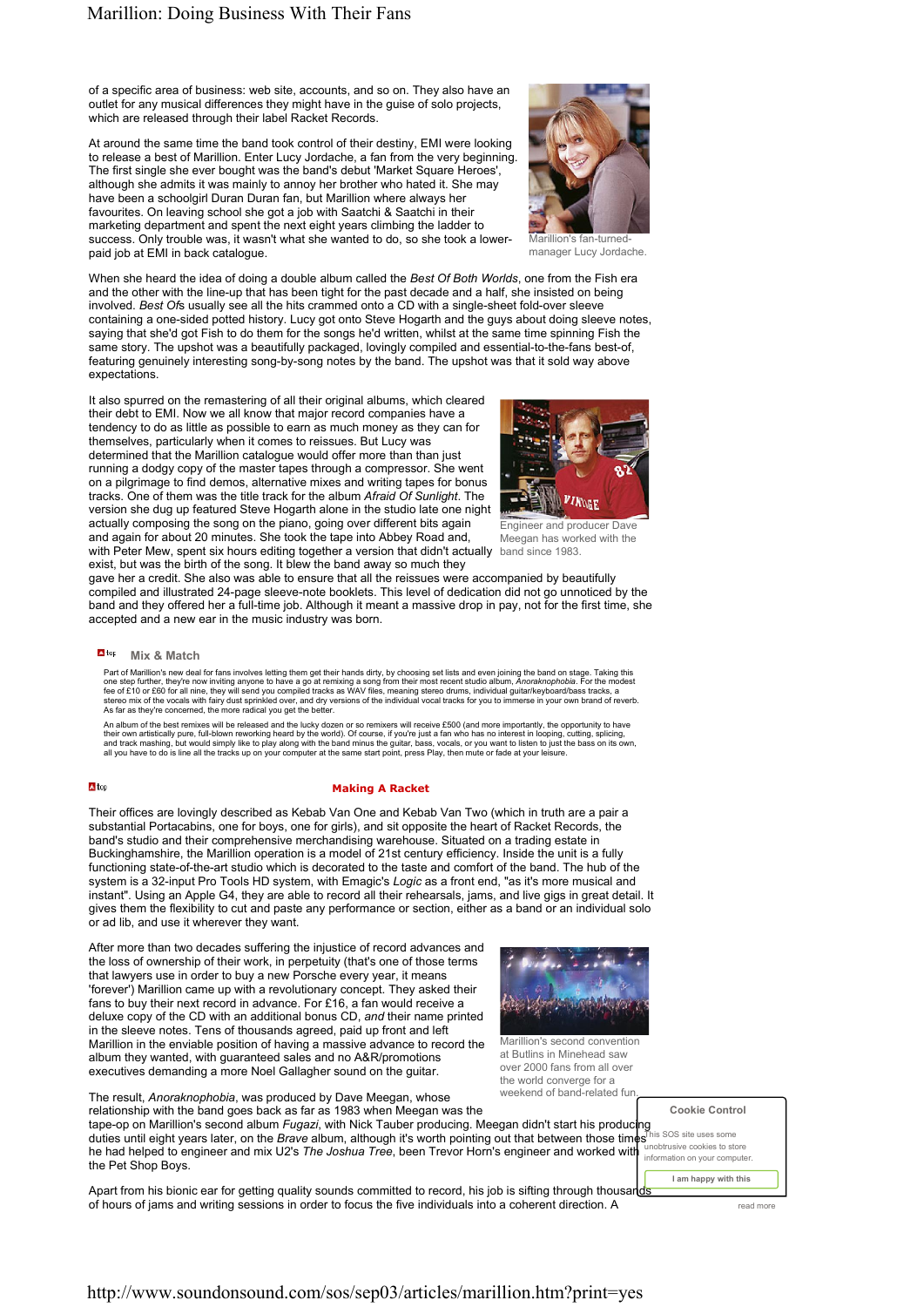of a specific area of business: web site, accounts, and so on. They also have an outlet for any musical differences they might have in the guise of solo projects, which are released through their label Racket Records.

At around the same time the band took control of their destiny, EMI were looking to release a best of Marillion. Enter Lucy Jordache, a fan from the very beginning. The first single she ever bought was the band's debut 'Market Square Heroes', although she admits it was mainly to annoy her brother who hated it. She may have been a schoolgirl Duran Duran fan, but Marillion where always her favourites. On leaving school she got a job with Saatchi & Saatchi in their marketing department and spent the next eight years climbing the ladder to success. Only trouble was, it wasn't what she wanted to do, so she took a lower-paid job at EMI in back catalogue.

Marillion's fan-turned-manager Lucy Jordache.

When she heard the idea of doing a double album called the *Best Of Both Worlds*, one from the Fish era and the other with the line-up that has been tight for the past decade and a half, she insisted on being involved. *Best Of*s usually see all the hits crammed onto a CD with a single-sheet fold-over sleeve containing a one-sided potted history. Lucy got onto Steve Hogarth and the guys about doing sleeve notes, saying that she'd got Fish to do them for the songs he'd written, whilst at the same time spinning Fish the same story. The upshot was a beautifully packaged, lovingly compiled and essential-to-the-fans best-of, featuring genuinely interesting song-by-song notes by the band. The upshot was that it sold way above expectations.

It also spurred on the remastering of all their original albums, which cleared their debt to EMI. Now we all know that major record companies have a tendency to do as little as possible to earn as much money as they can for themselves, particularly when it comes to reissues. But Lucy was determined that the Marillion catalogue would offer more than than just running a dodgy copy of the master tapes through a compressor. She went on a pilgrimage to find demos, alternative mixes and writing tapes for bonus tracks. One of them was the title track for the album *Afraid Of Sunlight*. The version she dug up featured Steve Hogarth alone in the studio late one night actually composing the song on the piano, going over different bits again and again for about 20 minutes. She took the tape into Abbey Road and, with Peter Mew, spent six hours editing together a version that didn't actually exist, but was the birth of the song. It blew the band away so much they gave her a credit. She also was able to ensure that all the reissues were accompanied by beautifully compiled and illustrated 24-page sleeve-note booklets. This level of dedication did not go unnoticed by the band and they offered her a full-time job. Although it meant a massive drop in pay, not for the first time, she accepted and a new ear in the music industry was born.

Engineer and producer Dave Meegan has worked with the band since 1983.

### Mix & Match

Part of Marillion's new deal for fans involves letting them get their hands dirty, by choosing set lists and even joining the band on stage. Taking this one step further, they're now inviting anyone to have a go at remixing a song from their most recent studio album, *Anoraknophobia*. For the modest fee of £10 or £60 for all nine, they will send you compiled tracks as WAV files, meaning stereo drums, individual guitar/keyboard/bass tracks, a stereo mix of the vocals with fairy dust sprinkled over, and dry versions of the individual vocal tracks for you to immerse in your own brand of reverb. As far as they're concerned, the more radical you get the better.

An album of the best remixes will be released and the lucky dozen or so remixers will receive £500 (and more importantly, the opportunity to have their own artistically pure, full-blown reworking heard by the world). Of course, if you're just a fan who has no interest in looping, cutting, splicing, and track mashing, but would simply like to play along with the band minus the guitar, bass, vocals, or you want to listen to just the bass on its own, all you have to do is line all the tracks up on your computer at the same start point, press Play, then mute or fade at your leisure.

### Making A Racket

Their offices are lovingly described as Kebab Van One and Kebab Van Two (which in truth are a pair a substantial Portacabins, one for boys, one for girls), and sit opposite the heart of Racket Records, the band's studio and their comprehensive merchandising warehouse. Situated on a trading estate in Buckinghamshire, the Marillion operation is a model of 21st century efficiency. Inside the unit is a fully functioning state-of-the-art studio which is decorated to the taste and comfort of the band. The hub of the system is a 32-input Pro Tools HD system, with Emagic's *Logic* as a front end, "as it's more musical and instant". Using an Apple G4, they are able to record all their rehearsals, jams, and live gigs in great detail. It gives them the flexibility to cut and paste any performance or section, either as a band or an individual solo or ad lib, and use it wherever they want.

After more than two decades suffering the injustice of record advances and the loss of ownership of their work, in perpetuity (that's one of those terms that lawyers use in order to buy a new Porsche every year, it means 'forever') Marillion came up with a revolutionary concept. They asked their fans to buy their next record in advance. For £16, a fan would receive a deluxe copy of the CD with an additional bonus CD, *and* their name printed in the sleeve notes. Tens of thousands agreed, paid up front and left Marillion in the enviable position of having a massive advance to record the album they wanted, with guaranteed sales and no A&R/promotions executives demanding a more Noel Gallagher sound on the guitar.

Marillion's second convention at Butlins in Minehead saw over 2000 fans from all over the world converge for a weekend of band-related fun.

The result, *Anoraknophobia*, was produced by Dave Meegan, whose relationship with the band goes back as far as 1983 when Meegan was the tape-op on Marillion's second album *Fugazi*, with Nick Tauber producing. Meegan didn't start his producing duties until eight years later, on the *Brave* album, although it's worth pointing out that between those times he had helped to engineer and mix U2's *The Joshua Tree*, been Trevor Horn's engineer and worked with the Pet Shop Boys.

Apart from his bionic ear for getting quality sounds committed to record, his job is sifting through thousands of hours of jams and writing sessions in order to focus the five individuals into a coherent direction. A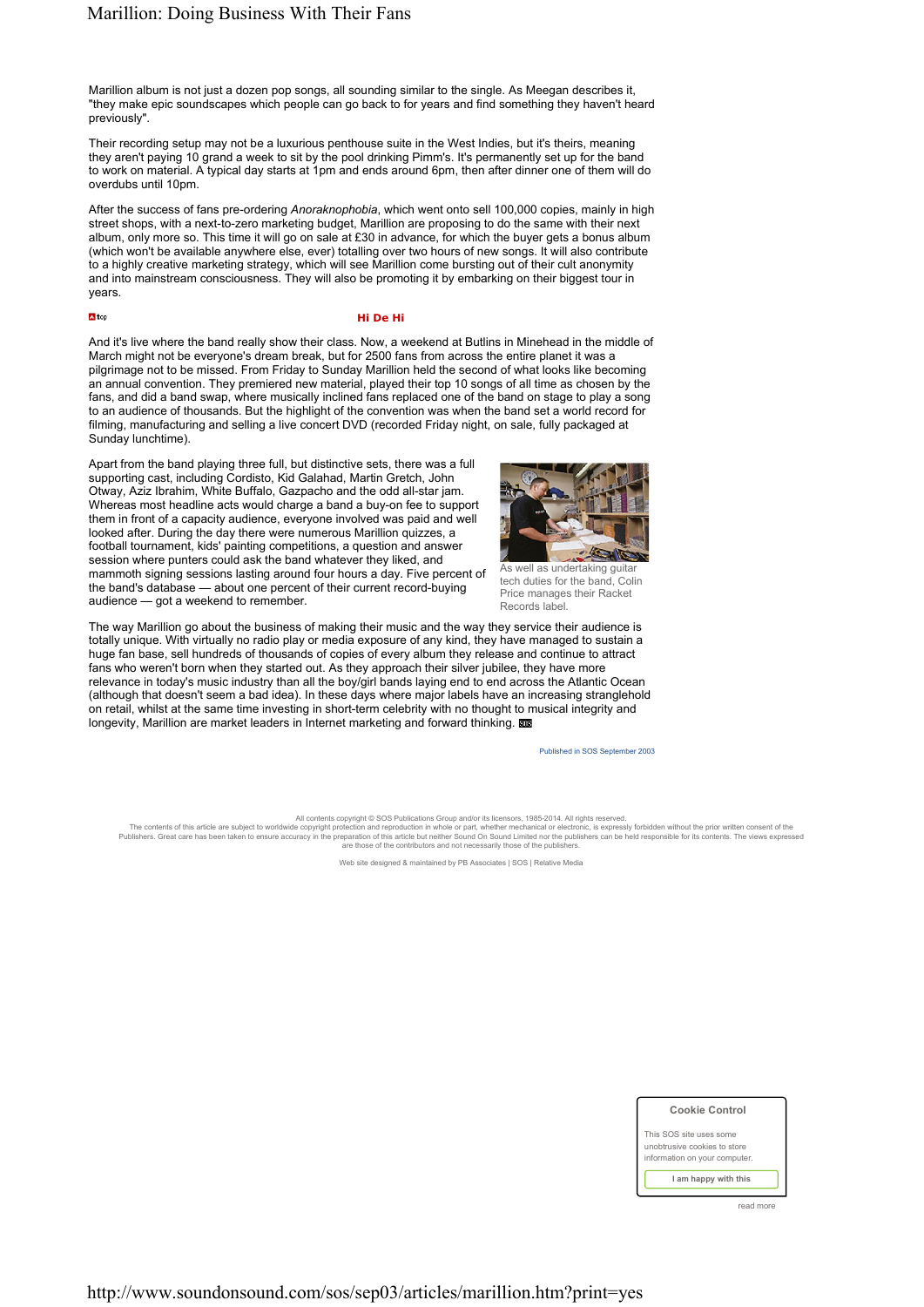Marillion album is not just a dozen pop songs, all sounding similar to the single. As Meegan describes it, "they make epic soundscapes which people can go back to for years and find something they haven't heard previously".

Their recording setup may not be a luxurious penthouse suite in the West Indies, but it's theirs, meaning they aren't paying 10 grand a week to sit by the pool drinking Pimm's. It's permanently set up for the band to work on material. A typical day starts at 1pm and ends around 6pm, then after dinner one of them will do overdubs until 10pm.

After the success of fans pre-ordering *Anoraknophobia*, which went onto sell 100,000 copies, mainly in high street shops, with a next-to-zero marketing budget, Marillion are proposing to do the same with their next album, only more so. This time it will go on sale at £30 in advance, for which the buyer gets a bonus album (which won't be available anywhere else, ever) totalling over two hours of new songs. It will also contribute to a highly creative marketing strategy, which will see Marillion come bursting out of their cult anonymity and into mainstream consciousness. They will also be promoting it by embarking on their biggest tour in years.

## Hi De Hi

And it's live where the band really show their class. Now, a weekend at Butlins in Minehead in the middle of March might not be everyone's dream break, but for 2500 fans from across the entire planet it was a pilgrimage not to be missed. From Friday to Sunday Marillion held the second of what looks like becoming an annual convention. They premiered new material, played their top 10 songs of all time as chosen by the fans, and did a band swap, where musically inclined fans replaced one of the band on stage to play a song to an audience of thousands. But the highlight of the convention was when the band set a world record for filming, manufacturing and selling a live concert DVD (recorded Friday night, on sale, fully packaged at Sunday lunchtime).

Apart from the band playing three full, but distinctive sets, there was a full supporting cast, including Cordisto, Kid Galahad, Martin Gretch, John Otway, Aziz Ibrahim, White Buffalo, Gazpacho and the odd all-star jam. Whereas most headline acts would charge a band a buy-on fee to support them in front of a capacity audience, everyone involved was paid and well looked after. During the day there were numerous Marillion quizzes, a football tournament, kids' painting competitions, a question and answer session where punters could ask the band whatever they liked, and mammoth signing sessions lasting around four hours a day. Five percent of the band's database — about one percent of their current record-buying audience — got a weekend to remember.

As well as undertaking guitar tech duties for the band, Colin Price manages their Racket Records label.

The way Marillion go about the business of making their music and the way they service their audience is totally unique. With virtually no radio play or media exposure of any kind, they have managed to sustain a huge fan base, sell hundreds of thousands of copies of every album they release and continue to attract fans who weren't born when they started out. As they approach their silver jubilee, they have more relevance in today's music industry than all the boy/girl bands laying end to end across the Atlantic Ocean (although that doesn't seem a bad idea). In these days where major labels have an increasing stranglehold on retail, whilst at the same time investing in short-term celebrity with no thought to musical integrity and longevity, Marillion are market leaders in Internet marketing and forward thinking.

Published in SOS September 2003